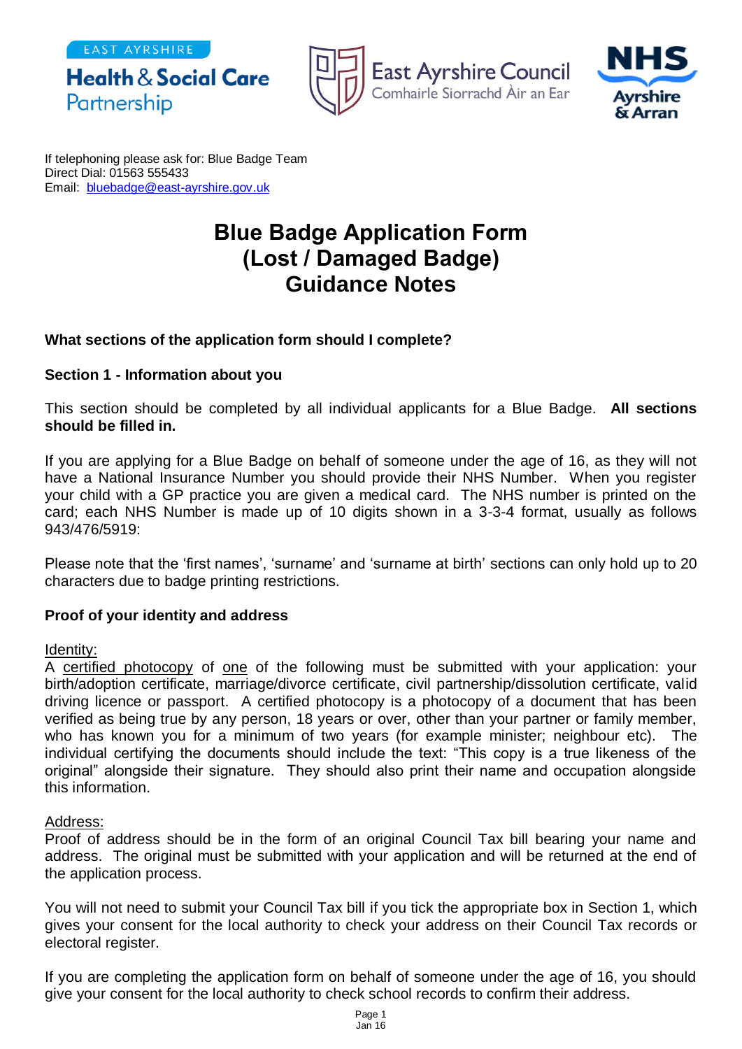EAST AYRSHIRE
**Health & Social Care Partnership**

East Ayrshire Council
Comhairle Siorrachd Àir an Ear

NHS Ayrshire & Arran

If telephoning please ask for: Blue Badge Team
Direct Dial: 01563 555433
Email: bluebadge@east-ayrshire.gov.uk

# Blue Badge Application Form (Lost / Damaged Badge) Guidance Notes

**What sections of the application form should I complete?**

**Section 1 - Information about you**

This section should be completed by all individual applicants for a Blue Badge. **All sections should be filled in.**

If you are applying for a Blue Badge on behalf of someone under the age of 16, as they will not have a National Insurance Number you should provide their NHS Number. When you register your child with a GP practice you are given a medical card. The NHS number is printed on the card; each NHS Number is made up of 10 digits shown in a 3-3-4 format, usually as follows 943/476/5919:

Please note that the 'first names', 'surname' and 'surname at birth' sections can only hold up to 20 characters due to badge printing restrictions.

**Proof of your identity and address**

Identity:
A certified photocopy of one of the following must be submitted with your application: your birth/adoption certificate, marriage/divorce certificate, civil partnership/dissolution certificate, valid driving licence or passport. A certified photocopy is a photocopy of a document that has been verified as being true by any person, 18 years or over, other than your partner or family member, who has known you for a minimum of two years (for example minister; neighbour etc). The individual certifying the documents should include the text: "This copy is a true likeness of the original" alongside their signature. They should also print their name and occupation alongside this information.

Address:
Proof of address should be in the form of an original Council Tax bill bearing your name and address. The original must be submitted with your application and will be returned at the end of the application process.

You will not need to submit your Council Tax bill if you tick the appropriate box in Section 1, which gives your consent for the local authority to check your address on their Council Tax records or electoral register.

If you are completing the application form on behalf of someone under the age of 16, you should give your consent for the local authority to check school records to confirm their address.

Jan 16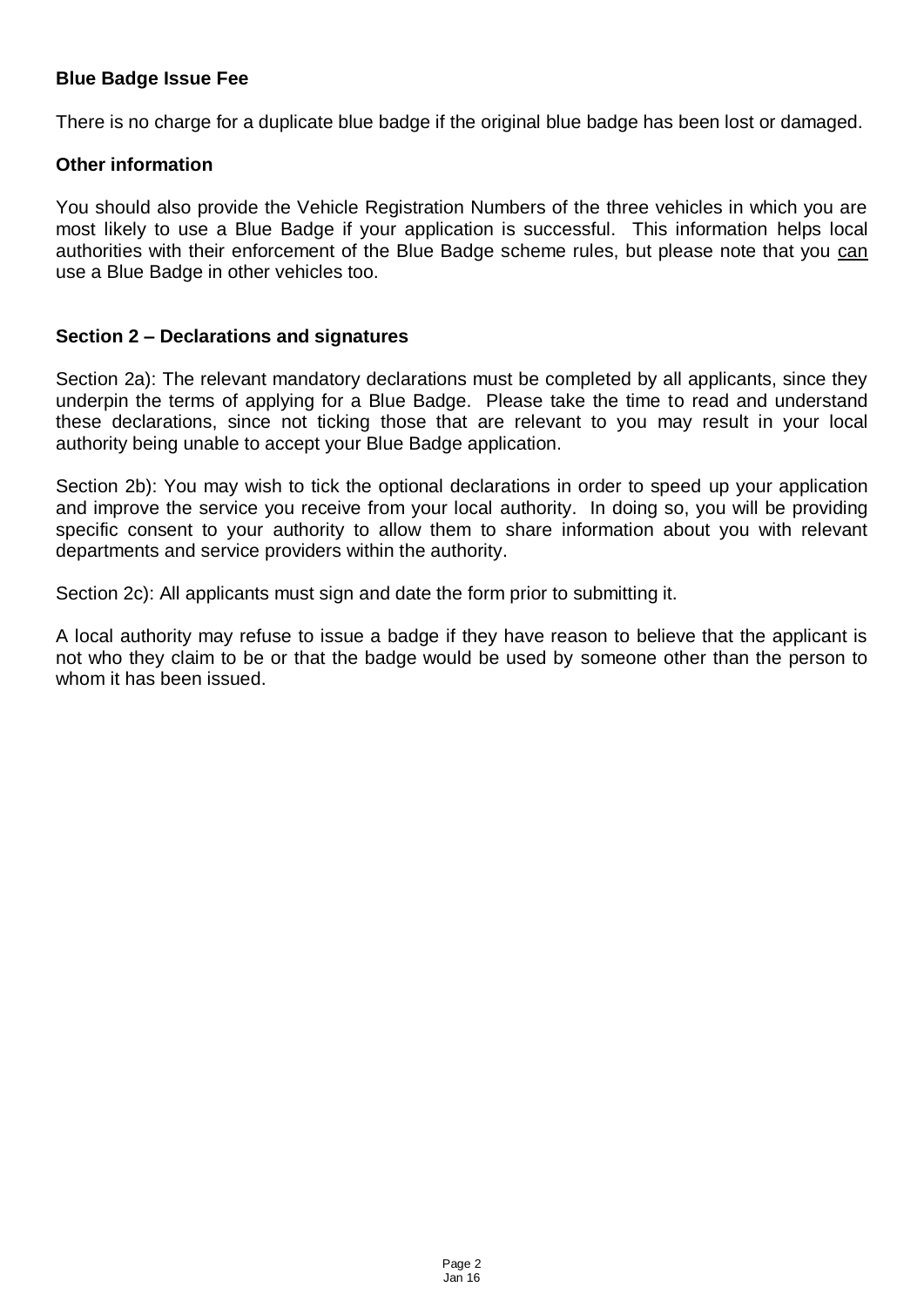**Blue Badge Issue Fee**

There is no charge for a duplicate blue badge if the original blue badge has been lost or damaged.

**Other information**

You should also provide the Vehicle Registration Numbers of the three vehicles in which you are most likely to use a Blue Badge if your application is successful. This information helps local authorities with their enforcement of the Blue Badge scheme rules, but please note that you <u>can</u> use a Blue Badge in other vehicles too.

**Section 2 – Declarations and signatures**

Section 2a): The relevant mandatory declarations must be completed by all applicants, since they underpin the terms of applying for a Blue Badge. Please take the time to read and understand these declarations, since not ticking those that are relevant to you may result in your local authority being unable to accept your Blue Badge application.

Section 2b): You may wish to tick the optional declarations in order to speed up your application and improve the service you receive from your local authority. In doing so, you will be providing specific consent to your authority to allow them to share information about you with relevant departments and service providers within the authority.

Section 2c): All applicants must sign and date the form prior to submitting it.

A local authority may refuse to issue a badge if they have reason to believe that the applicant is not who they claim to be or that the badge would be used by someone other than the person to whom it has been issued.